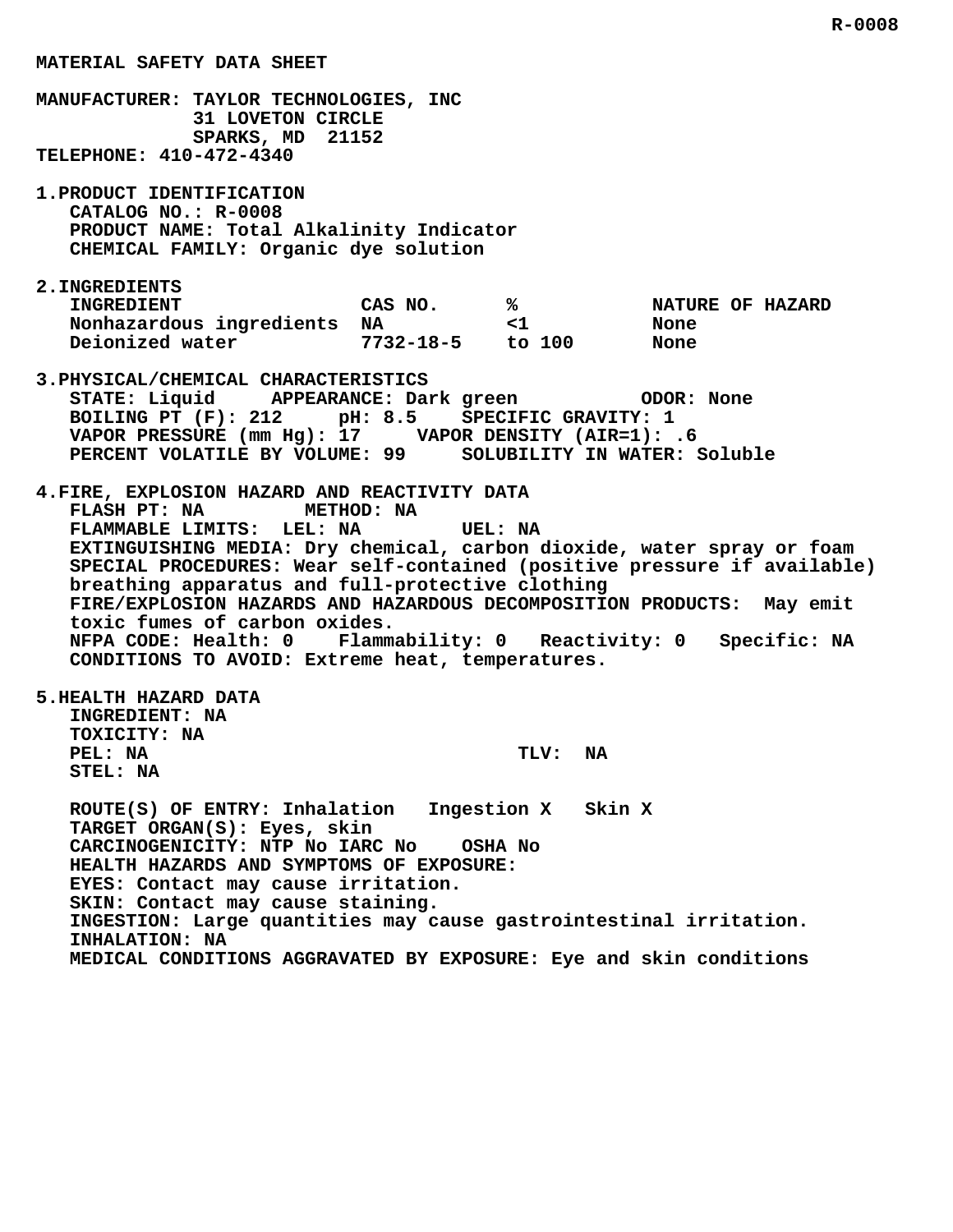# MATERIAL SAFETY DATA SHEET

**MANUFACTURER:** TAYLOR TECHNOLOGIES, INC
31 LOVETON CIRCLE
SPARKS, MD 21152

**TELEPHONE:** 410-472-4340

## 1. PRODUCT IDENTIFICATION

CATALOG NO.: R-0008
PRODUCT NAME: Total Alkalinity Indicator
CHEMICAL FAMILY: Organic dye solution

## 2. INGREDIENTS

| INGREDIENT | CAS NO. | % | NATURE OF HAZARD |
|---|---|---|---|
| Nonhazardous ingredients | NA | <1 | None |
| Deionized water | 7732-18-5 | to 100 | None |

## 3. PHYSICAL/CHEMICAL CHARACTERISTICS

STATE: Liquid     APPEARANCE: Dark green     ODOR: None
BOILING PT (F): 212     pH: 8.5     SPECIFIC GRAVITY: 1
VAPOR PRESSURE (mm Hg): 17     VAPOR DENSITY (AIR=1): .6
PERCENT VOLATILE BY VOLUME: 99     SOLUBILITY IN WATER: Soluble

## 4. FIRE, EXPLOSION HAZARD AND REACTIVITY DATA

FLASH PT: NA     METHOD: NA
FLAMMABLE LIMITS: LEL: NA     UEL: NA
EXTINGUISHING MEDIA: Dry chemical, carbon dioxide, water spray or foam
SPECIAL PROCEDURES: Wear self-contained (positive pressure if available) breathing apparatus and full-protective clothing
FIRE/EXPLOSION HAZARDS AND HAZARDOUS DECOMPOSITION PRODUCTS: May emit toxic fumes of carbon oxides.
NFPA CODE: Health: 0   Flammability: 0   Reactivity: 0   Specific: NA
CONDITIONS TO AVOID: Extreme heat, temperatures.

## 5. HEALTH HAZARD DATA

INGREDIENT: NA
TOXICITY: NA
PEL: NA     TLV: NA
STEL: NA

ROUTE(S) OF ENTRY: Inhalation   Ingestion X   Skin X
TARGET ORGAN(S): Eyes, skin
CARCINOGENICITY: NTP No IARC No   OSHA No
HEALTH HAZARDS AND SYMPTOMS OF EXPOSURE:
EYES: Contact may cause irritation.
SKIN: Contact may cause staining.
INGESTION: Large quantities may cause gastrointestinal irritation.
INHALATION: NA
MEDICAL CONDITIONS AGGRAVATED BY EXPOSURE: Eye and skin conditions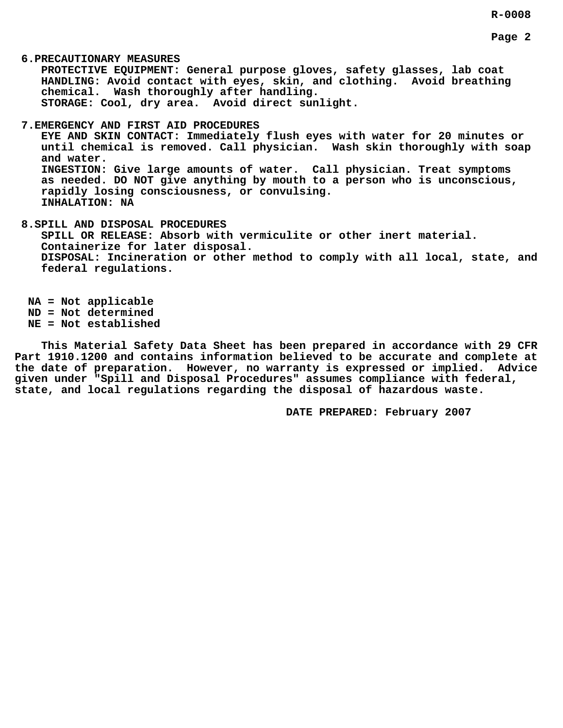## 6. PRECAUTIONARY MEASURES

**PROTECTIVE EQUIPMENT:** General purpose gloves, safety glasses, lab coat

**HANDLING:** Avoid contact with eyes, skin, and clothing. Avoid breathing chemical. Wash thoroughly after handling.

**STORAGE:** Cool, dry area. Avoid direct sunlight.

## 7. EMERGENCY AND FIRST AID PROCEDURES

**EYE AND SKIN CONTACT:** Immediately flush eyes with water for 20 minutes or until chemical is removed. Call physician. Wash skin thoroughly with soap and water.

**INGESTION:** Give large amounts of water. Call physician. Treat symptoms as needed. DO NOT give anything by mouth to a person who is unconscious, rapidly losing consciousness, or convulsing.

**INHALATION:** NA

## 8. SPILL AND DISPOSAL PROCEDURES

**SPILL OR RELEASE:** Absorb with vermiculite or other inert material. Containerize for later disposal.

**DISPOSAL:** Incineration or other method to comply with all local, state, and federal regulations.

NA = Not applicable
ND = Not determined
NE = Not established

This Material Safety Data Sheet has been prepared in accordance with 29 CFR Part 1910.1200 and contains information believed to be accurate and complete at the date of preparation. However, no warranty is expressed or implied. Advice given under "Spill and Disposal Procedures" assumes compliance with federal, state, and local regulations regarding the disposal of hazardous waste.

DATE PREPARED: February 2007